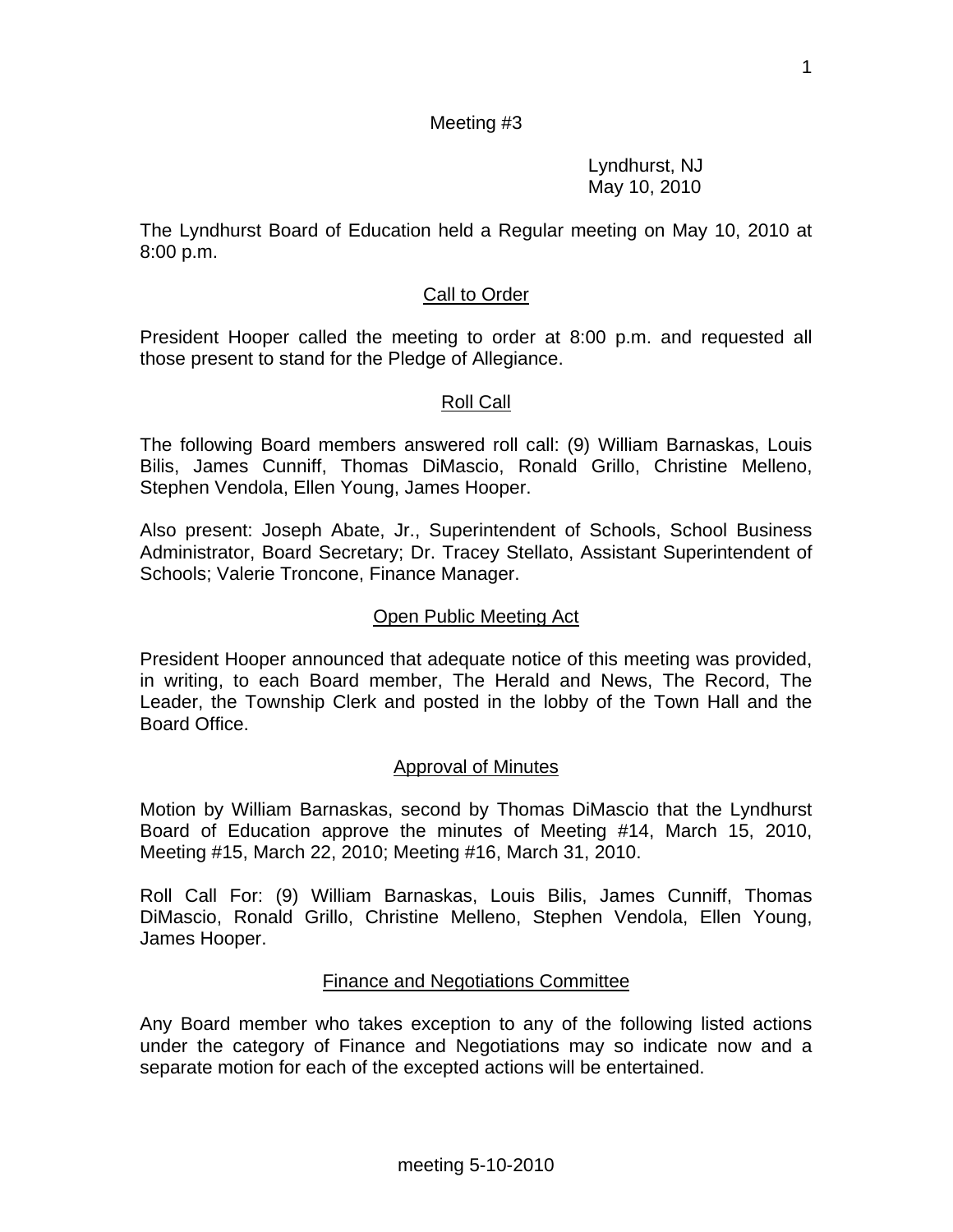Meeting #3

Lyndhurst, NJ
May 10, 2010

The Lyndhurst Board of Education held a Regular meeting on May 10, 2010 at 8:00 p.m.

## Call to Order

President Hooper called the meeting to order at 8:00 p.m. and requested all those present to stand for the Pledge of Allegiance.

## Roll Call

The following Board members answered roll call: (9) William Barnaskas, Louis Bilis, James Cunniff, Thomas DiMascio, Ronald Grillo, Christine Melleno, Stephen Vendola, Ellen Young, James Hooper.

Also present: Joseph Abate, Jr., Superintendent of Schools, School Business Administrator, Board Secretary; Dr. Tracey Stellato, Assistant Superintendent of Schools; Valerie Troncone, Finance Manager.

## Open Public Meeting Act

President Hooper announced that adequate notice of this meeting was provided, in writing, to each Board member, The Herald and News, The Record, The Leader, the Township Clerk and posted in the lobby of the Town Hall and the Board Office.

## Approval of Minutes

Motion by William Barnaskas, second by Thomas DiMascio that the Lyndhurst Board of Education approve the minutes of Meeting #14, March 15, 2010, Meeting #15, March 22, 2010; Meeting #16, March 31, 2010.

Roll Call For: (9) William Barnaskas, Louis Bilis, James Cunniff, Thomas DiMascio, Ronald Grillo, Christine Melleno, Stephen Vendola, Ellen Young, James Hooper.

## Finance and Negotiations Committee

Any Board member who takes exception to any of the following listed actions under the category of Finance and Negotiations may so indicate now and a separate motion for each of the excepted actions will be entertained.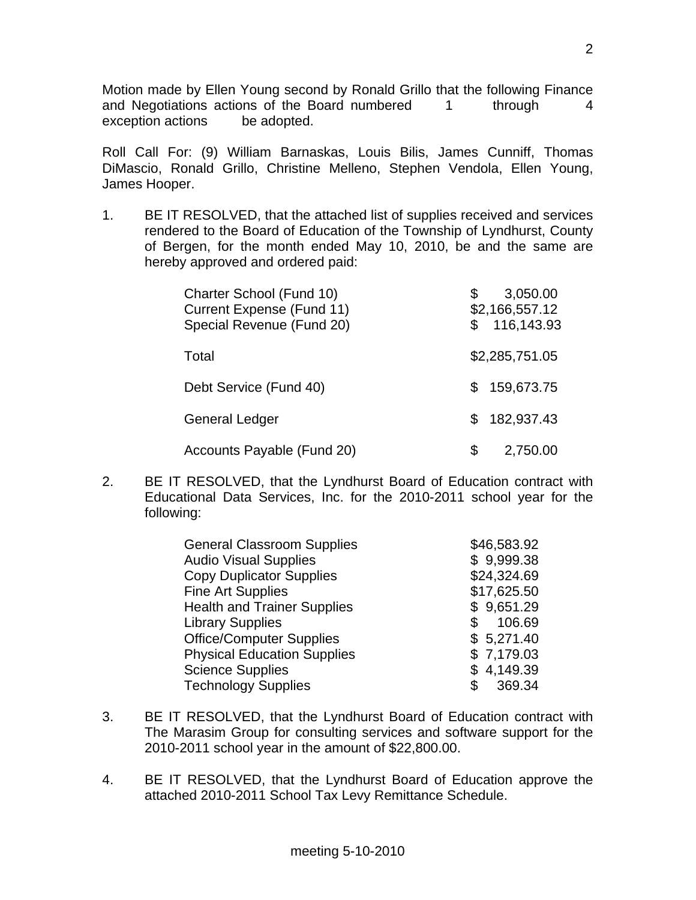Motion made by Ellen Young second by Ronald Grillo that the following Finance and Negotiations actions of the Board numbered 1 through 4 exception actions be adopted.

Roll Call For: (9) William Barnaskas, Louis Bilis, James Cunniff, Thomas DiMascio, Ronald Grillo, Christine Melleno, Stephen Vendola, Ellen Young, James Hooper.

1. BE IT RESOLVED, that the attached list of supplies received and services rendered to the Board of Education of the Township of Lyndhurst, County of Bergen, for the month ended May 10, 2010, be and the same are hereby approved and ordered paid:

| | |
|---|---|
| Charter School (Fund 10) | $ 3,050.00 |
| Current Expense (Fund 11) | $2,166,557.12 |
| Special Revenue (Fund 20) | $ 116,143.93 |
| Total | $2,285,751.05 |
| Debt Service (Fund 40) | $ 159,673.75 |
| General Ledger | $ 182,937.43 |
| Accounts Payable (Fund 20) | $ 2,750.00 |

2. BE IT RESOLVED, that the Lyndhurst Board of Education contract with Educational Data Services, Inc. for the 2010-2011 school year for the following:

| | |
|---|---|
| General Classroom Supplies | $46,583.92 |
| Audio Visual Supplies | $ 9,999.38 |
| Copy Duplicator Supplies | $24,324.69 |
| Fine Art Supplies | $17,625.50 |
| Health and Trainer Supplies | $ 9,651.29 |
| Library Supplies | $ 106.69 |
| Office/Computer Supplies | $ 5,271.40 |
| Physical Education Supplies | $ 7,179.03 |
| Science Supplies | $ 4,149.39 |
| Technology Supplies | $ 369.34 |

3. BE IT RESOLVED, that the Lyndhurst Board of Education contract with The Marasim Group for consulting services and software support for the 2010-2011 school year in the amount of $22,800.00.

4. BE IT RESOLVED, that the Lyndhurst Board of Education approve the attached 2010-2011 School Tax Levy Remittance Schedule.

meeting 5-10-2010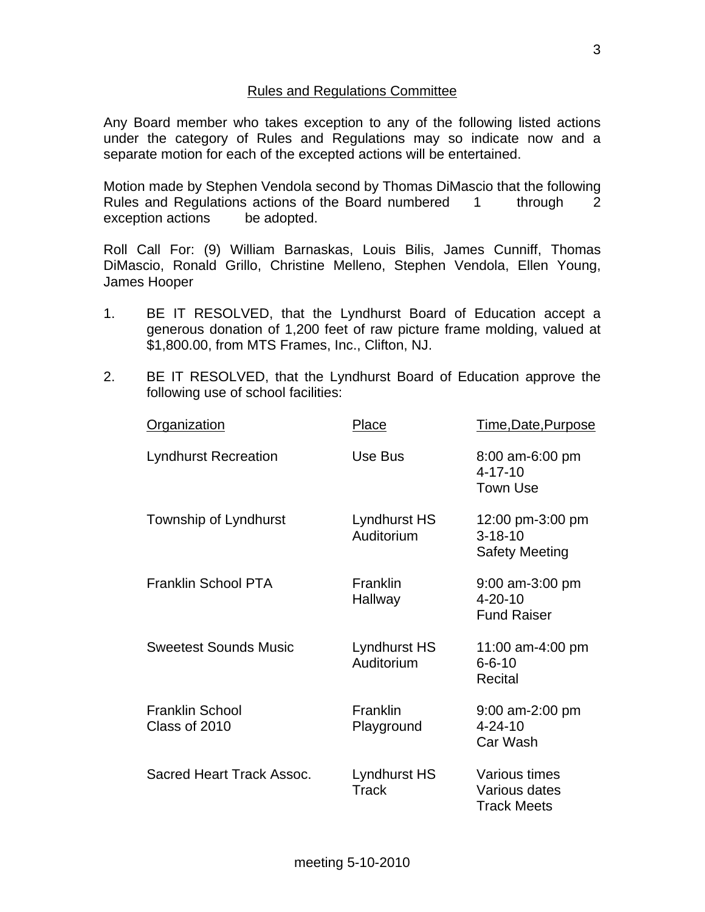## Rules and Regulations Committee

Any Board member who takes exception to any of the following listed actions under the category of Rules and Regulations may so indicate now and a separate motion for each of the excepted actions will be entertained.

Motion made by Stephen Vendola second by Thomas DiMascio that the following Rules and Regulations actions of the Board numbered 1 through 2 exception actions be adopted.

Roll Call For: (9) William Barnaskas, Louis Bilis, James Cunniff, Thomas DiMascio, Ronald Grillo, Christine Melleno, Stephen Vendola, Ellen Young, James Hooper

1. BE IT RESOLVED, that the Lyndhurst Board of Education accept a generous donation of 1,200 feet of raw picture frame molding, valued at $1,800.00, from MTS Frames, Inc., Clifton, NJ.

2. BE IT RESOLVED, that the Lyndhurst Board of Education approve the following use of school facilities:

| Organization | Place | Time,Date,Purpose |
|---|---|---|
| Lyndhurst Recreation | Use Bus | 8:00 am-6:00 pm<br>4-17-10<br>Town Use |
| Township of Lyndhurst | Lyndhurst HS Auditorium | 12:00 pm-3:00 pm<br>3-18-10<br>Safety Meeting |
| Franklin School PTA | Franklin Hallway | 9:00 am-3:00 pm<br>4-20-10<br>Fund Raiser |
| Sweetest Sounds Music | Lyndhurst HS Auditorium | 11:00 am-4:00 pm<br>6-6-10<br>Recital |
| Franklin School Class of 2010 | Franklin Playground | 9:00 am-2:00 pm<br>4-24-10<br>Car Wash |
| Sacred Heart Track Assoc. | Lyndhurst HS Track | Various times<br>Various dates<br>Track Meets |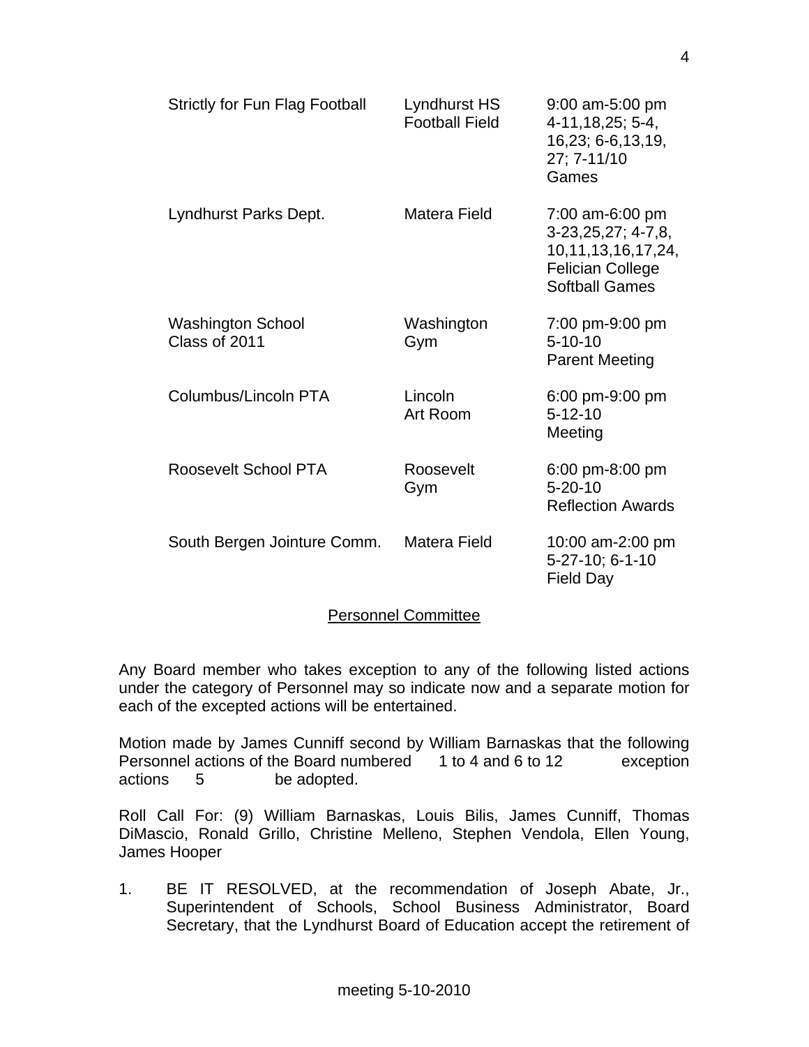| | | |
|---|---|---|
| Strictly for Fun Flag Football | Lyndhurst HS Football Field | 9:00 am-5:00 pm 4-11,18,25; 5-4, 16,23; 6-6,13,19, 27; 7-11/10 Games |
| Lyndhurst Parks Dept. | Matera Field | 7:00 am-6:00 pm 3-23,25,27; 4-7,8, 10,11,13,16,17,24, Felician College Softball Games |
| Washington School Class of 2011 | Washington Gym | 7:00 pm-9:00 pm 5-10-10 Parent Meeting |
| Columbus/Lincoln PTA | Lincoln Art Room | 6:00 pm-9:00 pm 5-12-10 Meeting |
| Roosevelt School PTA | Roosevelt Gym | 6:00 pm-8:00 pm 5-20-10 Reflection Awards |
| South Bergen Jointure Comm. | Matera Field | 10:00 am-2:00 pm 5-27-10; 6-1-10 Field Day |

## Personnel Committee

Any Board member who takes exception to any of the following listed actions under the category of Personnel may so indicate now and a separate motion for each of the excepted actions will be entertained.

Motion made by James Cunniff second by William Barnaskas that the following Personnel actions of the Board numbered 1 to 4 and 6 to 12 exception actions 5 be adopted.

Roll Call For: (9) William Barnaskas, Louis Bilis, James Cunniff, Thomas DiMascio, Ronald Grillo, Christine Melleno, Stephen Vendola, Ellen Young, James Hooper

1. BE IT RESOLVED, at the recommendation of Joseph Abate, Jr., Superintendent of Schools, School Business Administrator, Board Secretary, that the Lyndhurst Board of Education accept the retirement of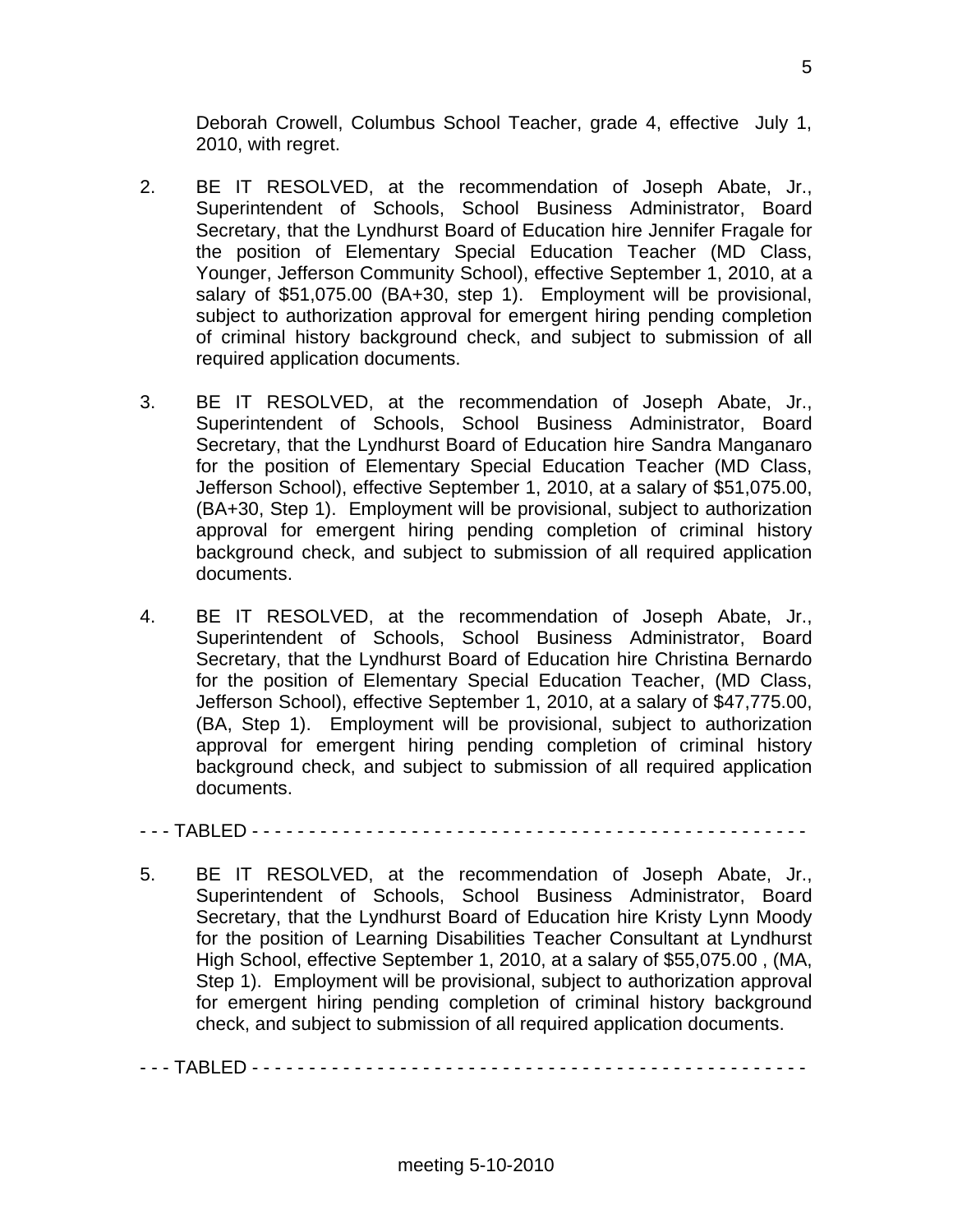Deborah Crowell, Columbus School Teacher, grade 4, effective July 1, 2010, with regret.

2. BE IT RESOLVED, at the recommendation of Joseph Abate, Jr., Superintendent of Schools, School Business Administrator, Board Secretary, that the Lyndhurst Board of Education hire Jennifer Fragale for the position of Elementary Special Education Teacher (MD Class, Younger, Jefferson Community School), effective September 1, 2010, at a salary of $51,075.00 (BA+30, step 1). Employment will be provisional, subject to authorization approval for emergent hiring pending completion of criminal history background check, and subject to submission of all required application documents.

3. BE IT RESOLVED, at the recommendation of Joseph Abate, Jr., Superintendent of Schools, School Business Administrator, Board Secretary, that the Lyndhurst Board of Education hire Sandra Manganaro for the position of Elementary Special Education Teacher (MD Class, Jefferson School), effective September 1, 2010, at a salary of $51,075.00, (BA+30, Step 1). Employment will be provisional, subject to authorization approval for emergent hiring pending completion of criminal history background check, and subject to submission of all required application documents.

4. BE IT RESOLVED, at the recommendation of Joseph Abate, Jr., Superintendent of Schools, School Business Administrator, Board Secretary, that the Lyndhurst Board of Education hire Christina Bernardo for the position of Elementary Special Education Teacher, (MD Class, Jefferson School), effective September 1, 2010, at a salary of $47,775.00, (BA, Step 1). Employment will be provisional, subject to authorization approval for emergent hiring pending completion of criminal history background check, and subject to submission of all required application documents.

- - - TABLED - - - - - - - - - - - - - - - - - - - - - - - - - - - - - - - - - - - - - - - - - - - - - - - - -

5. BE IT RESOLVED, at the recommendation of Joseph Abate, Jr., Superintendent of Schools, School Business Administrator, Board Secretary, that the Lyndhurst Board of Education hire Kristy Lynn Moody for the position of Learning Disabilities Teacher Consultant at Lyndhurst High School, effective September 1, 2010, at a salary of $55,075.00 , (MA, Step 1). Employment will be provisional, subject to authorization approval for emergent hiring pending completion of criminal history background check, and subject to submission of all required application documents.

- - - TABLED - - - - - - - - - - - - - - - - - - - - - - - - - - - - - - - - - - - - - - - - - - - - - - - - -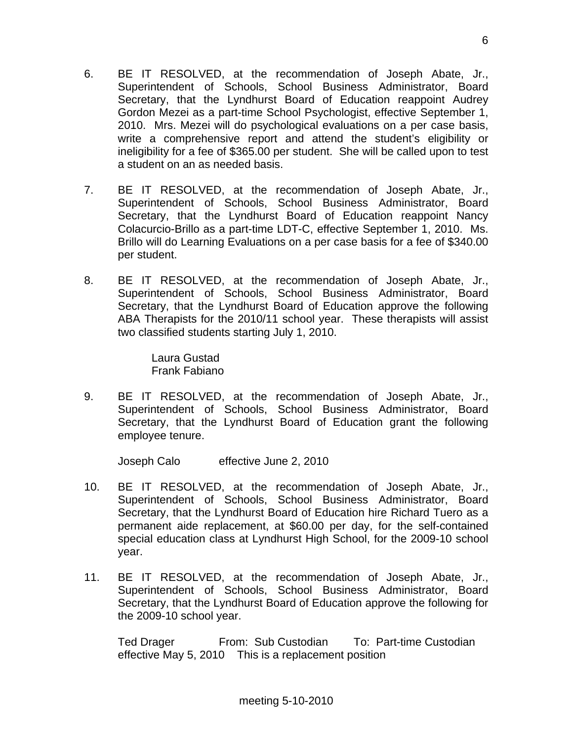6. BE IT RESOLVED, at the recommendation of Joseph Abate, Jr., Superintendent of Schools, School Business Administrator, Board Secretary, that the Lyndhurst Board of Education reappoint Audrey Gordon Mezei as a part-time School Psychologist, effective September 1, 2010. Mrs. Mezei will do psychological evaluations on a per case basis, write a comprehensive report and attend the student's eligibility or ineligibility for a fee of $365.00 per student. She will be called upon to test a student on an as needed basis.

7. BE IT RESOLVED, at the recommendation of Joseph Abate, Jr., Superintendent of Schools, School Business Administrator, Board Secretary, that the Lyndhurst Board of Education reappoint Nancy Colacurcio-Brillo as a part-time LDT-C, effective September 1, 2010. Ms. Brillo will do Learning Evaluations on a per case basis for a fee of $340.00 per student.

8. BE IT RESOLVED, at the recommendation of Joseph Abate, Jr., Superintendent of Schools, School Business Administrator, Board Secretary, that the Lyndhurst Board of Education approve the following ABA Therapists for the 2010/11 school year. These therapists will assist two classified students starting July 1, 2010.

   Laura Gustad
   Frank Fabiano

9. BE IT RESOLVED, at the recommendation of Joseph Abate, Jr., Superintendent of Schools, School Business Administrator, Board Secretary, that the Lyndhurst Board of Education grant the following employee tenure.

   Joseph Calo effective June 2, 2010

10. BE IT RESOLVED, at the recommendation of Joseph Abate, Jr., Superintendent of Schools, School Business Administrator, Board Secretary, that the Lyndhurst Board of Education hire Richard Tuero as a permanent aide replacement, at $60.00 per day, for the self-contained special education class at Lyndhurst High School, for the 2009-10 school year.

11. BE IT RESOLVED, at the recommendation of Joseph Abate, Jr., Superintendent of Schools, School Business Administrator, Board Secretary, that the Lyndhurst Board of Education approve the following for the 2009-10 school year.

   Ted Drager From: Sub Custodian To: Part-time Custodian
   effective May 5, 2010 This is a replacement position

meeting 5-10-2010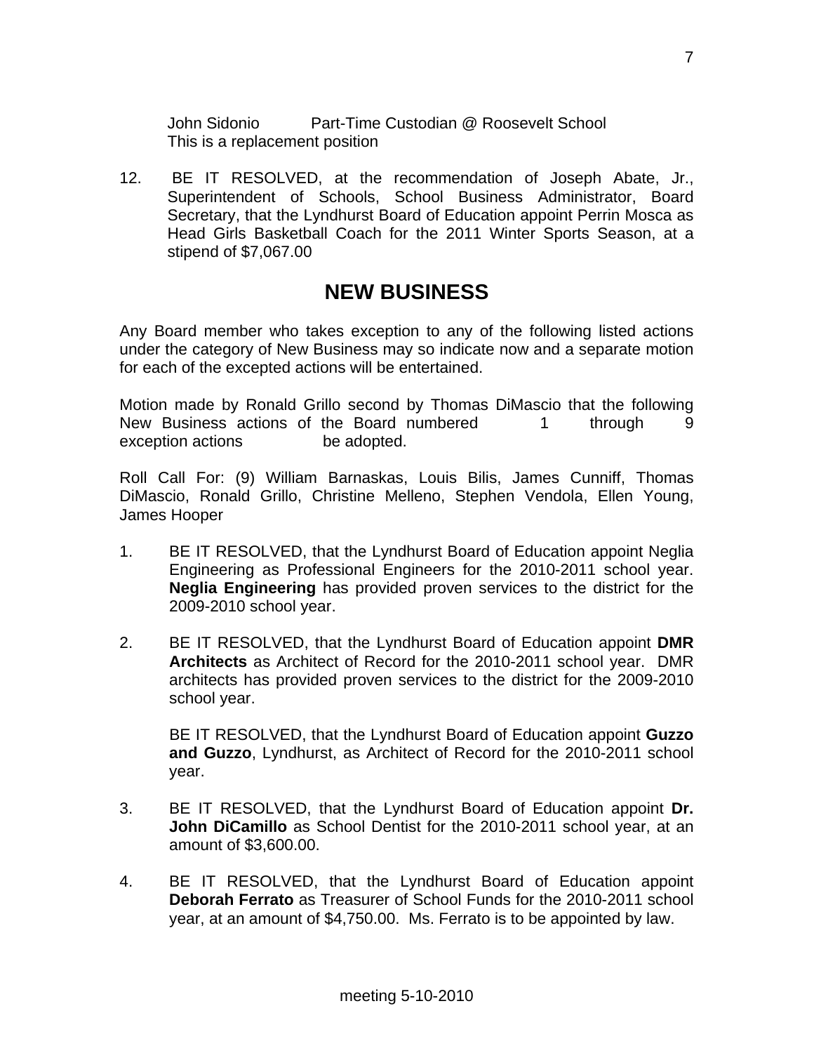John Sidonio Part-Time Custodian @ Roosevelt School
This is a replacement position

12. BE IT RESOLVED, at the recommendation of Joseph Abate, Jr., Superintendent of Schools, School Business Administrator, Board Secretary, that the Lyndhurst Board of Education appoint Perrin Mosca as Head Girls Basketball Coach for the 2011 Winter Sports Season, at a stipend of $7,067.00

# NEW BUSINESS

Any Board member who takes exception to any of the following listed actions under the category of New Business may so indicate now and a separate motion for each of the excepted actions will be entertained.

Motion made by Ronald Grillo second by Thomas DiMascio that the following New Business actions of the Board numbered 1 through 9 exception actions be adopted.

Roll Call For: (9) William Barnaskas, Louis Bilis, James Cunniff, Thomas DiMascio, Ronald Grillo, Christine Melleno, Stephen Vendola, Ellen Young, James Hooper

1. BE IT RESOLVED, that the Lyndhurst Board of Education appoint Neglia Engineering as Professional Engineers for the 2010-2011 school year. **Neglia Engineering** has provided proven services to the district for the 2009-2010 school year.

2. BE IT RESOLVED, that the Lyndhurst Board of Education appoint **DMR Architects** as Architect of Record for the 2010-2011 school year. DMR architects has provided proven services to the district for the 2009-2010 school year.

   BE IT RESOLVED, that the Lyndhurst Board of Education appoint **Guzzo and Guzzo**, Lyndhurst, as Architect of Record for the 2010-2011 school year.

3. BE IT RESOLVED, that the Lyndhurst Board of Education appoint **Dr. John DiCamillo** as School Dentist for the 2010-2011 school year, at an amount of $3,600.00.

4. BE IT RESOLVED, that the Lyndhurst Board of Education appoint **Deborah Ferrato** as Treasurer of School Funds for the 2010-2011 school year, at an amount of $4,750.00. Ms. Ferrato is to be appointed by law.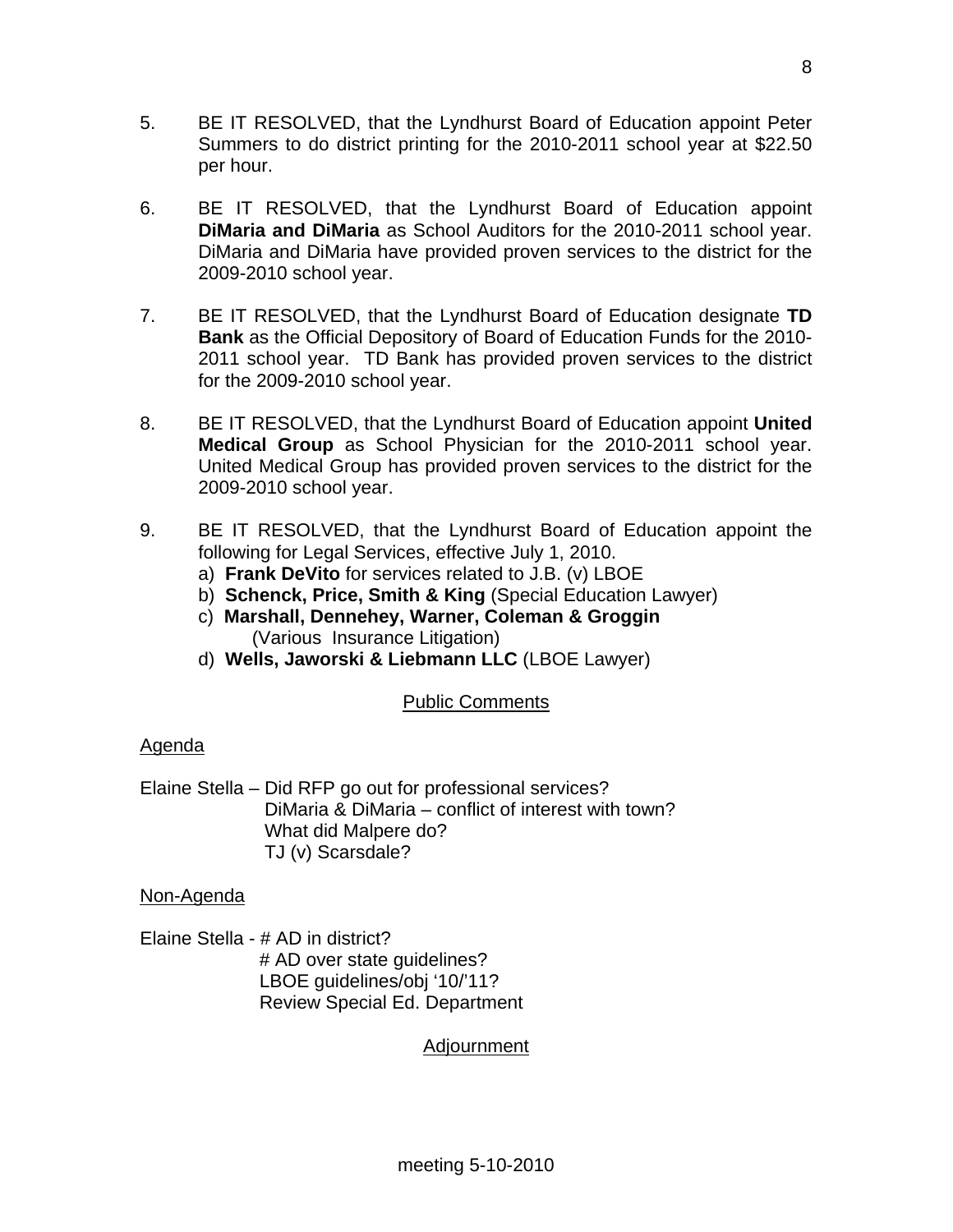5. BE IT RESOLVED, that the Lyndhurst Board of Education appoint Peter Summers to do district printing for the 2010-2011 school year at $22.50 per hour.

6. BE IT RESOLVED, that the Lyndhurst Board of Education appoint **DiMaria and DiMaria** as School Auditors for the 2010-2011 school year. DiMaria and DiMaria have provided proven services to the district for the 2009-2010 school year.

7. BE IT RESOLVED, that the Lyndhurst Board of Education designate **TD Bank** as the Official Depository of Board of Education Funds for the 2010-2011 school year. TD Bank has provided proven services to the district for the 2009-2010 school year.

8. BE IT RESOLVED, that the Lyndhurst Board of Education appoint **United Medical Group** as School Physician for the 2010-2011 school year. United Medical Group has provided proven services to the district for the 2009-2010 school year.

9. BE IT RESOLVED, that the Lyndhurst Board of Education appoint the following for Legal Services, effective July 1, 2010.
   a) **Frank DeVito** for services related to J.B. (v) LBOE
   b) **Schenck, Price, Smith & King** (Special Education Lawyer)
   c) **Marshall, Dennehey, Warner, Coleman & Groggin** (Various Insurance Litigation)
   d) **Wells, Jaworski & Liebmann LLC** (LBOE Lawyer)

## Public Comments

### Agenda

Elaine Stella – Did RFP go out for professional services?
DiMaria & DiMaria – conflict of interest with town?
What did Malpere do?
TJ (v) Scarsdale?

### Non-Agenda

Elaine Stella - # AD in district?
# AD over state guidelines?
LBOE guidelines/obj '10/'11?
Review Special Ed. Department

## Adjournment

meeting 5-10-2010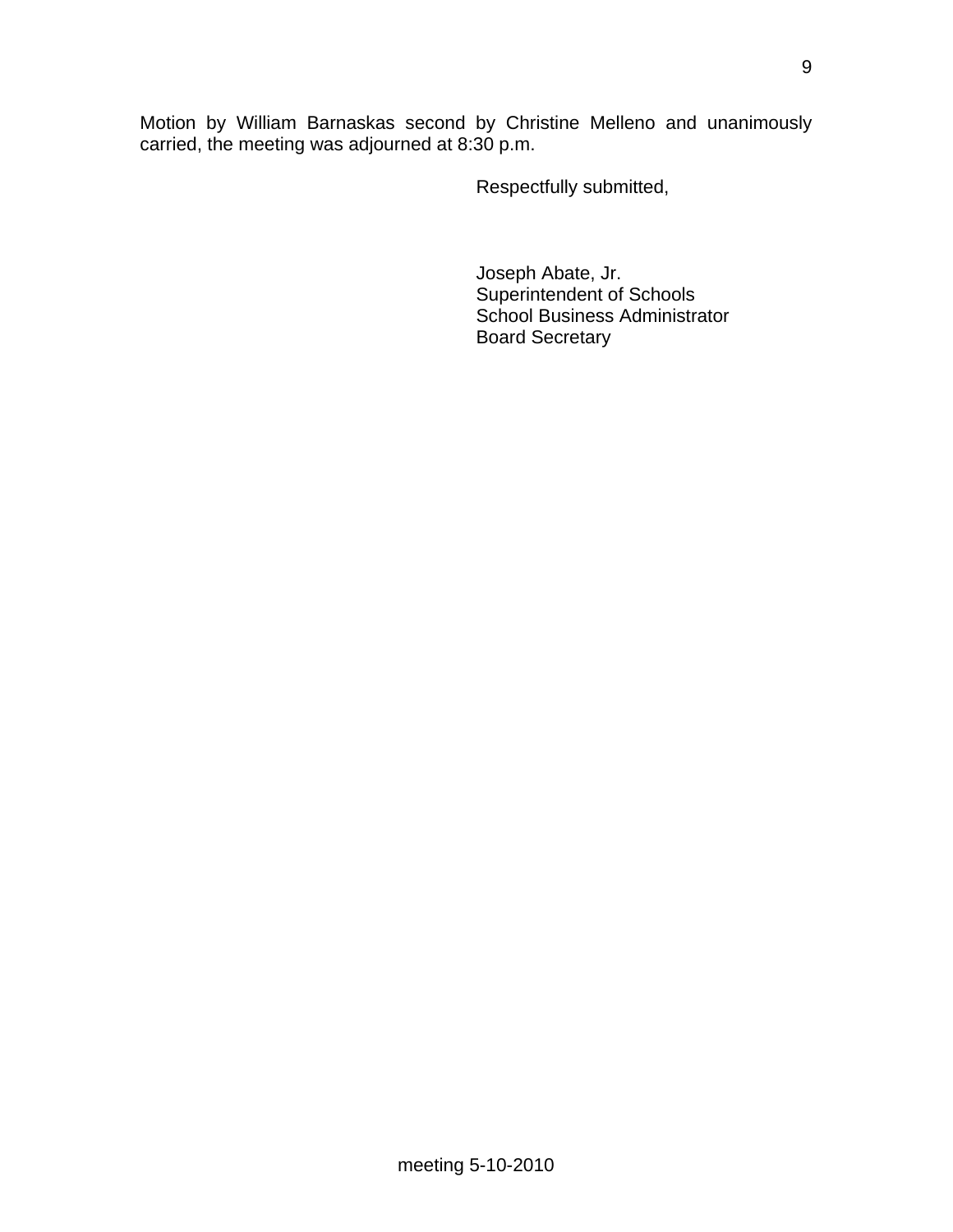Motion by William Barnaskas second by Christine Melleno and unanimously carried, the meeting was adjourned at 8:30 p.m.

Respectfully submitted,

Joseph Abate, Jr.
Superintendent of Schools
School Business Administrator
Board Secretary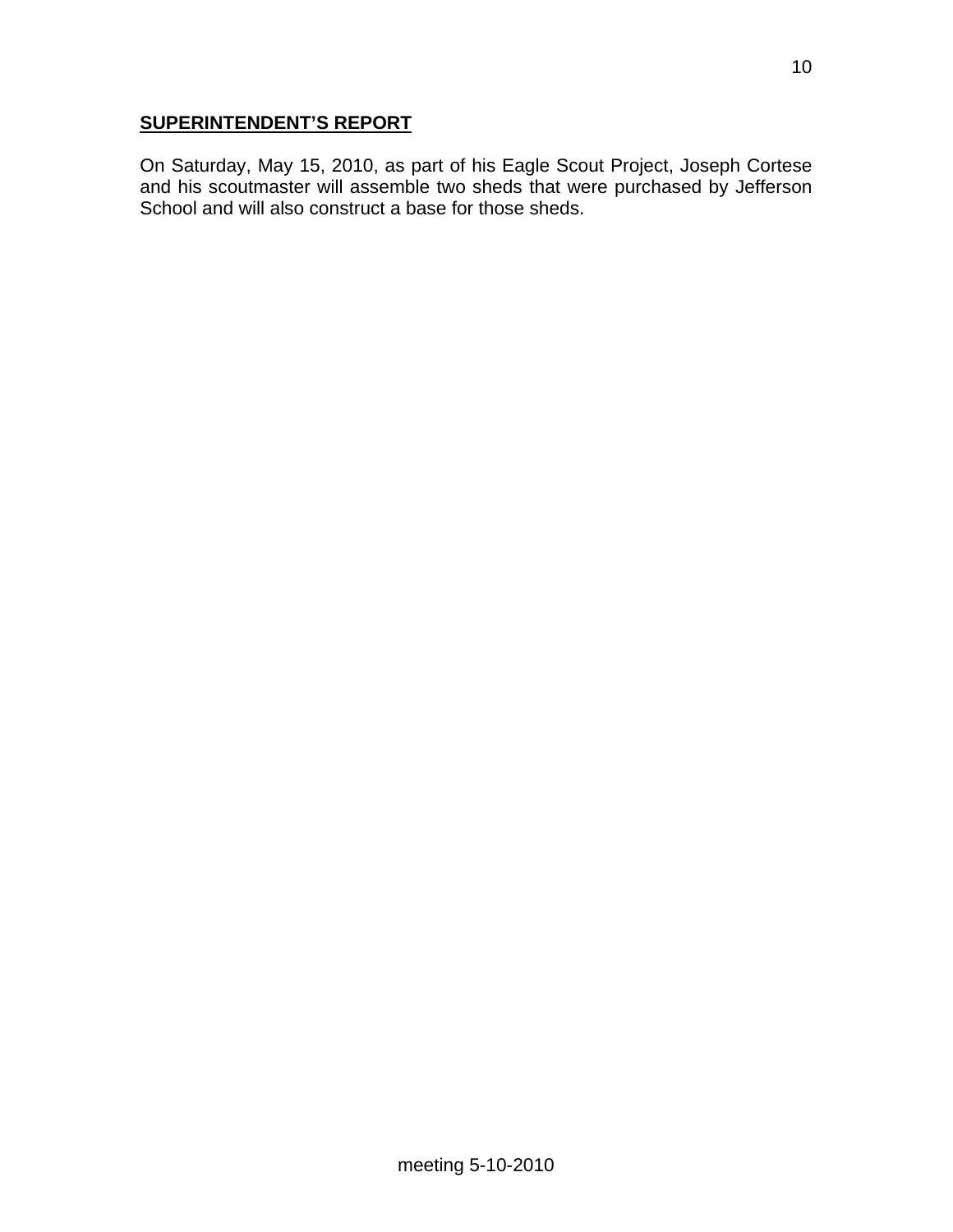## SUPERINTENDENT'S REPORT

On Saturday, May 15, 2010, as part of his Eagle Scout Project, Joseph Cortese and his scoutmaster will assemble two sheds that were purchased by Jefferson School and will also construct a base for those sheds.